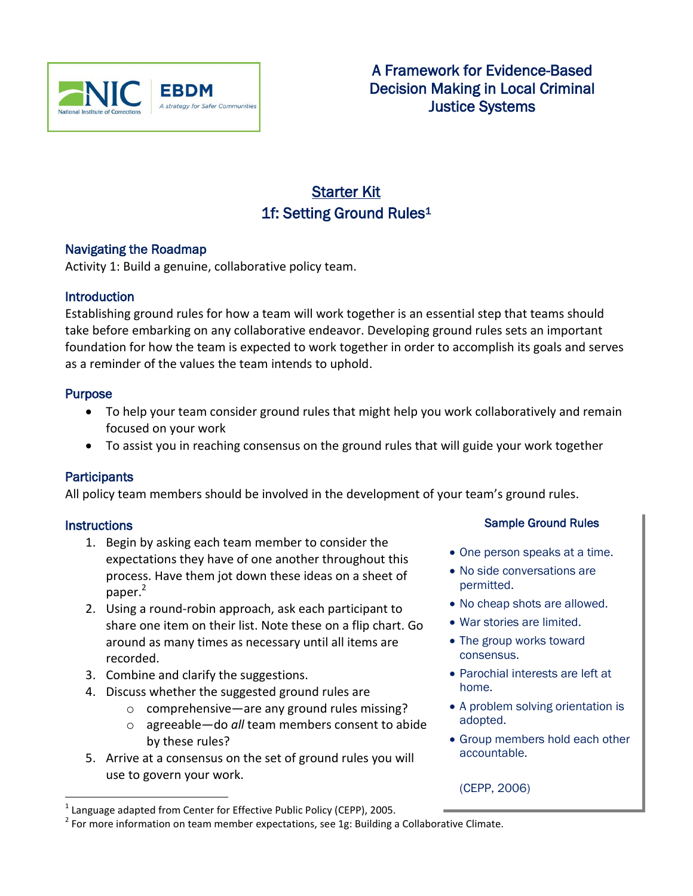NIC National Institute of Corrections | EBDM A strategy for Safer Communities

# A Framework for Evidence-Based Decision Making in Local Criminal Justice Systems

## Starter Kit
## 1f: Setting Ground Rules[1]

### Navigating the Roadmap

Activity 1: Build a genuine, collaborative policy team.

### Introduction

Establishing ground rules for how a team will work together is an essential step that teams should take before embarking on any collaborative endeavor. Developing ground rules sets an important foundation for how the team is expected to work together in order to accomplish its goals and serves as a reminder of the values the team intends to uphold.

### Purpose

- To help your team consider ground rules that might help you work collaboratively and remain focused on your work
- To assist you in reaching consensus on the ground rules that will guide your work together

### Participants

All policy team members should be involved in the development of your team's ground rules.

### Instructions

1. Begin by asking each team member to consider the expectations they have of one another throughout this process. Have them jot down these ideas on a sheet of paper.[2]
2. Using a round-robin approach, ask each participant to share one item on their list. Note these on a flip chart. Go around as many times as necessary until all items are recorded.
3. Combine and clarify the suggestions.
4. Discuss whether the suggested ground rules are
   - comprehensive—are any ground rules missing?
   - agreeable—do *all* team members consent to abide by these rules?
5. Arrive at a consensus on the set of ground rules you will use to govern your work.

**Sample Ground Rules**

- One person speaks at a time.
- No side conversations are permitted.
- No cheap shots are allowed.
- War stories are limited.
- The group works toward consensus.
- Parochial interests are left at home.
- A problem solving orientation is adopted.
- Group members hold each other accountable.

(CEPP, 2006)

---

[1] Language adapted from Center for Effective Public Policy (CEPP), 2005.

[2] For more information on team member expectations, see 1g: Building a Collaborative Climate.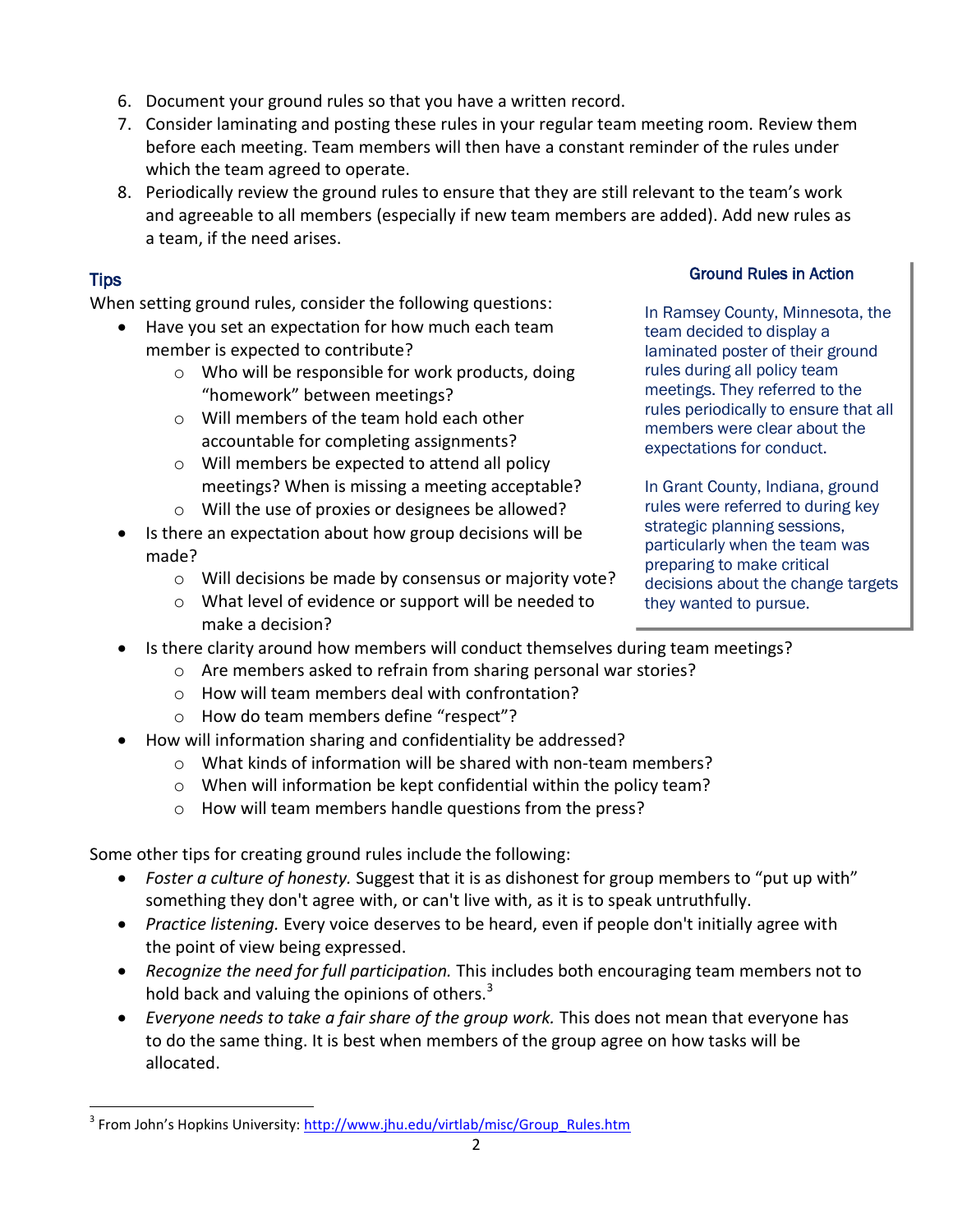6. Document your ground rules so that you have a written record.
7. Consider laminating and posting these rules in your regular team meeting room. Review them before each meeting. Team members will then have a constant reminder of the rules under which the team agreed to operate.
8. Periodically review the ground rules to ensure that they are still relevant to the team's work and agreeable to all members (especially if new team members are added). Add new rules as a team, if the need arises.

## Tips

When setting ground rules, consider the following questions:

- Have you set an expectation for how much each team member is expected to contribute?
    - Who will be responsible for work products, doing "homework" between meetings?
    - Will members of the team hold each other accountable for completing assignments?
    - Will members be expected to attend all policy meetings? When is missing a meeting acceptable?
    - Will the use of proxies or designees be allowed?
- Is there an expectation about how group decisions will be made?
    - Will decisions be made by consensus or majority vote?
    - What level of evidence or support will be needed to make a decision?
- Is there clarity around how members will conduct themselves during team meetings?
    - Are members asked to refrain from sharing personal war stories?
    - How will team members deal with confrontation?
    - How do team members define "respect"?
- How will information sharing and confidentiality be addressed?
    - What kinds of information will be shared with non-team members?
    - When will information be kept confidential within the policy team?
    - How will team members handle questions from the press?

> **Ground Rules in Action**
>
> In Ramsey County, Minnesota, the team decided to display a laminated poster of their ground rules during all policy team meetings. They referred to the rules periodically to ensure that all members were clear about the expectations for conduct.
>
> In Grant County, Indiana, ground rules were referred to during key strategic planning sessions, particularly when the team was preparing to make critical decisions about the change targets they wanted to pursue.

Some other tips for creating ground rules include the following:

- *Foster a culture of honesty.* Suggest that it is as dishonest for group members to "put up with" something they don't agree with, or can't live with, as it is to speak untruthfully.
- *Practice listening.* Every voice deserves to be heard, even if people don't initially agree with the point of view being expressed.
- *Recognize the need for full participation.* This includes both encouraging team members not to hold back and valuing the opinions of others.[3]
- *Everyone needs to take a fair share of the group work.* This does not mean that everyone has to do the same thing. It is best when members of the group agree on how tasks will be allocated.

---

[3] From John's Hopkins University: http://www.jhu.edu/virtlab/misc/Group_Rules.htm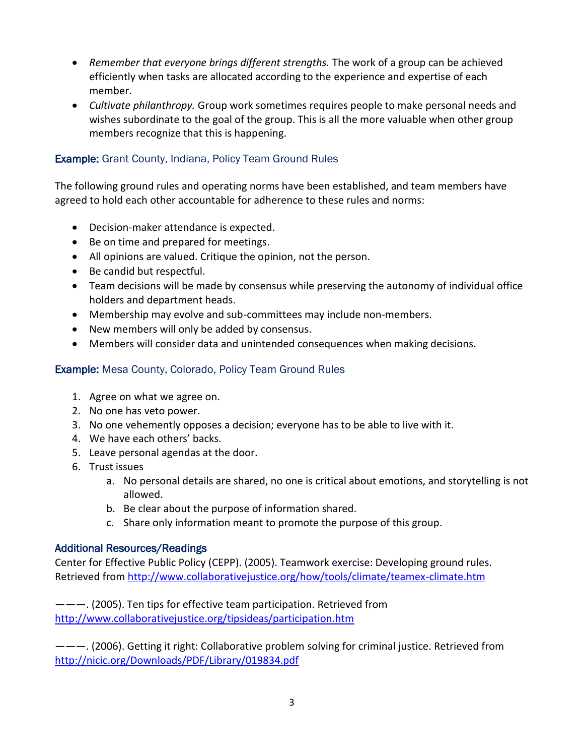- *Remember that everyone brings different strengths.* The work of a group can be achieved efficiently when tasks are allocated according to the experience and expertise of each member.
- *Cultivate philanthropy.* Group work sometimes requires people to make personal needs and wishes subordinate to the goal of the group. This is all the more valuable when other group members recognize that this is happening.

### **Example:** Grant County, Indiana, Policy Team Ground Rules

The following ground rules and operating norms have been established, and team members have agreed to hold each other accountable for adherence to these rules and norms:

- Decision-maker attendance is expected.
- Be on time and prepared for meetings.
- All opinions are valued. Critique the opinion, not the person.
- Be candid but respectful.
- Team decisions will be made by consensus while preserving the autonomy of individual office holders and department heads.
- Membership may evolve and sub-committees may include non-members.
- New members will only be added by consensus.
- Members will consider data and unintended consequences when making decisions.

### **Example:** Mesa County, Colorado, Policy Team Ground Rules

1. Agree on what we agree on.
2. No one has veto power.
3. No one vehemently opposes a decision; everyone has to be able to live with it.
4. We have each others' backs.
5. Leave personal agendas at the door.
6. Trust issues
   a. No personal details are shared, no one is critical about emotions, and storytelling is not allowed.
   b. Be clear about the purpose of information shared.
   c. Share only information meant to promote the purpose of this group.

### Additional Resources/Readings

Center for Effective Public Policy (CEPP). (2005). Teamwork exercise: Developing ground rules. Retrieved from http://www.collaborativejustice.org/how/tools/climate/teamex-climate.htm

———. (2005). Ten tips for effective team participation. Retrieved from http://www.collaborativejustice.org/tipsideas/participation.htm

———. (2006). Getting it right: Collaborative problem solving for criminal justice. Retrieved from http://nicic.org/Downloads/PDF/Library/019834.pdf